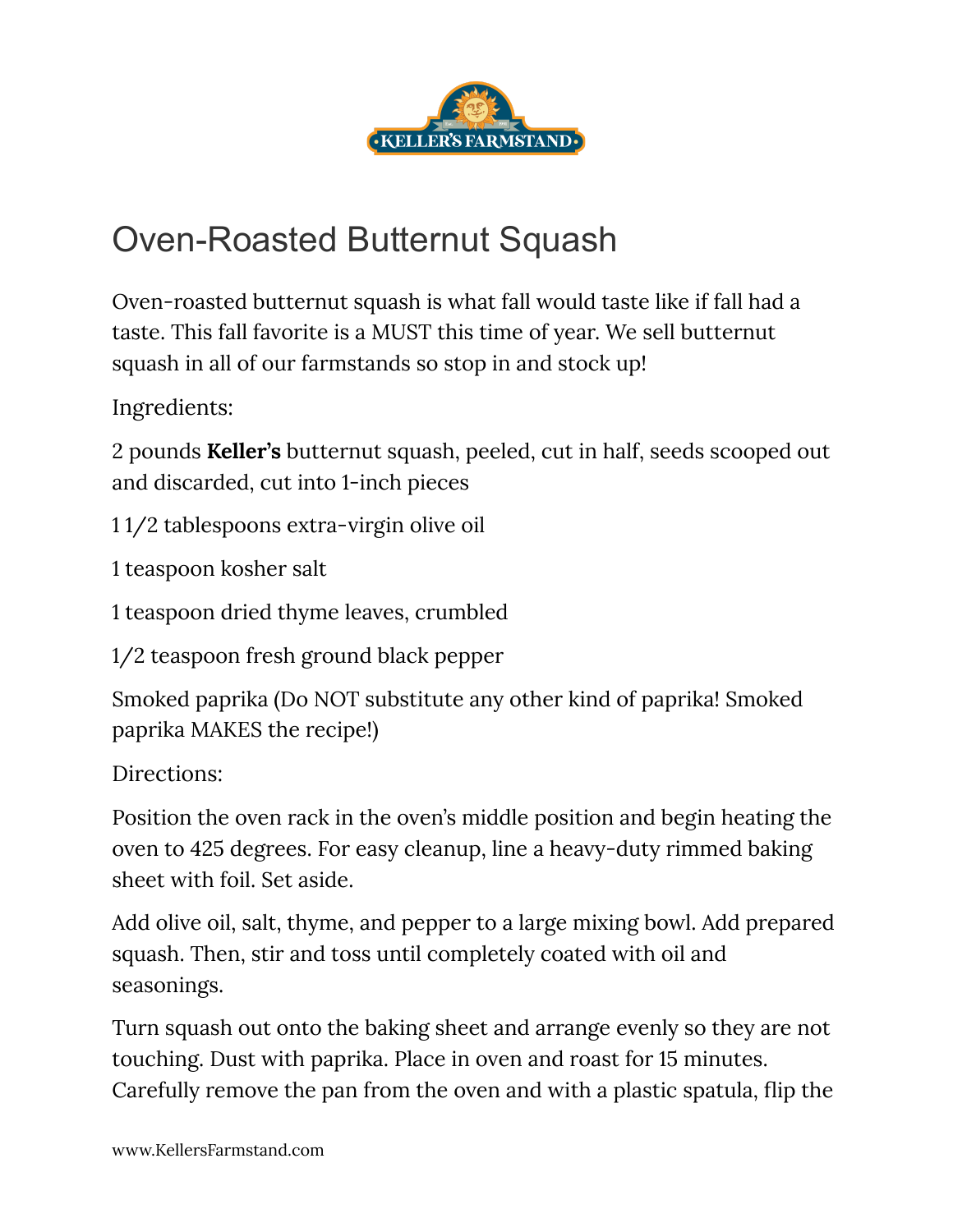# Oven-Roasted Butternut Squash

Oven-roasted butternut squash is what fall would taste like if fall had a taste. This fall favorite is a MUST this time of year. We sell butternut squash in all of our farmstands so stop in and stock up!

Ingredients:

2 pounds **Keller's** butternut squash, peeled, cut in half, seeds scooped out and discarded, cut into 1-inch pieces

1 1/2 tablespoons extra-virgin olive oil

1 teaspoon kosher salt

1 teaspoon dried thyme leaves, crumbled

1/2 teaspoon fresh ground black pepper

Smoked paprika (Do NOT substitute any other kind of paprika! Smoked paprika MAKES the recipe!)

Directions:

Position the oven rack in the oven's middle position and begin heating the oven to 425 degrees. For easy cleanup, line a heavy-duty rimmed baking sheet with foil. Set aside.

Add olive oil, salt, thyme, and pepper to a large mixing bowl. Add prepared squash. Then, stir and toss until completely coated with oil and seasonings.

Turn squash out onto the baking sheet and arrange evenly so they are not touching. Dust with paprika. Place in oven and roast for 15 minutes. Carefully remove the pan from the oven and with a plastic spatula, flip the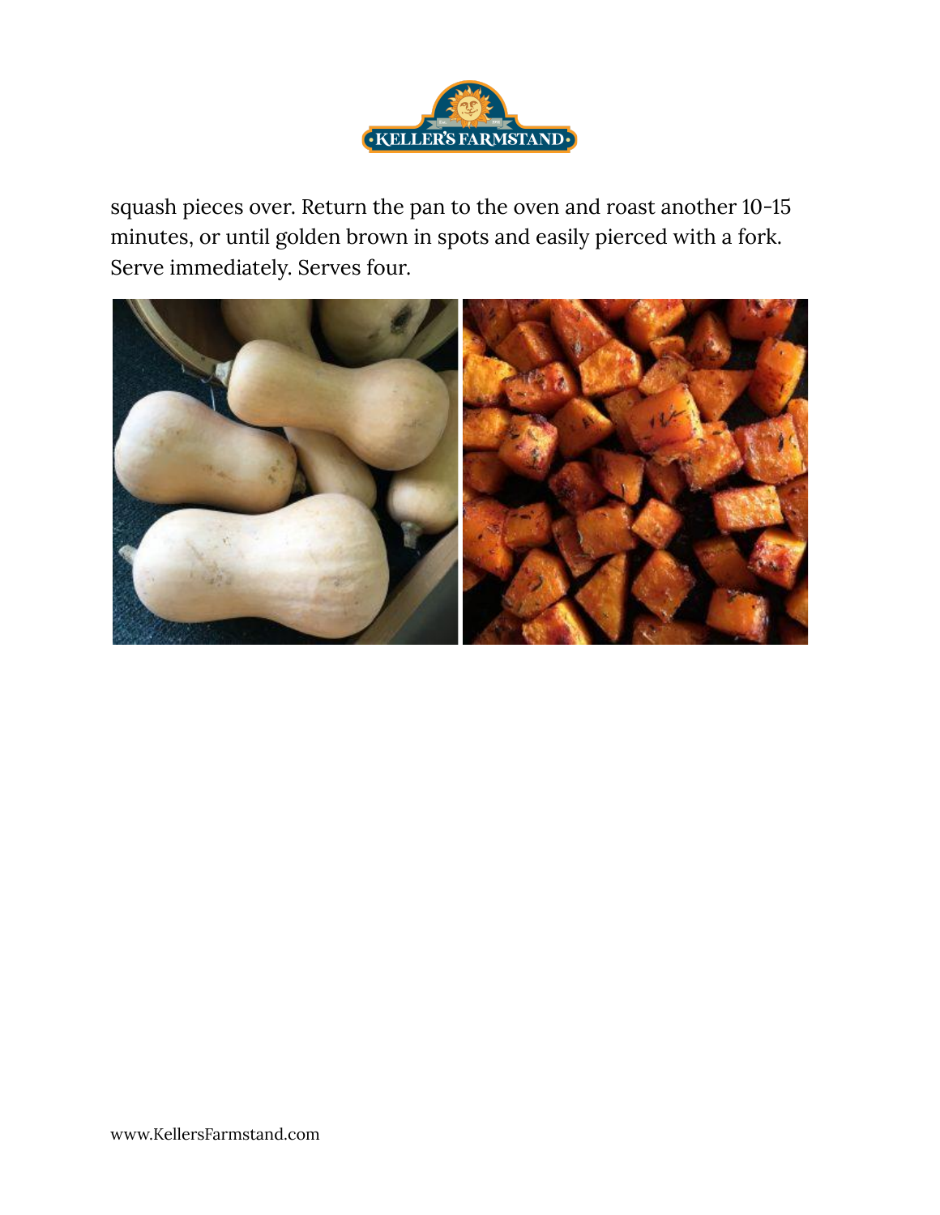squash pieces over. Return the pan to the oven and roast another 10-15 minutes, or until golden brown in spots and easily pierced with a fork. Serve immediately. Serves four.

www.KellersFarmstand.com